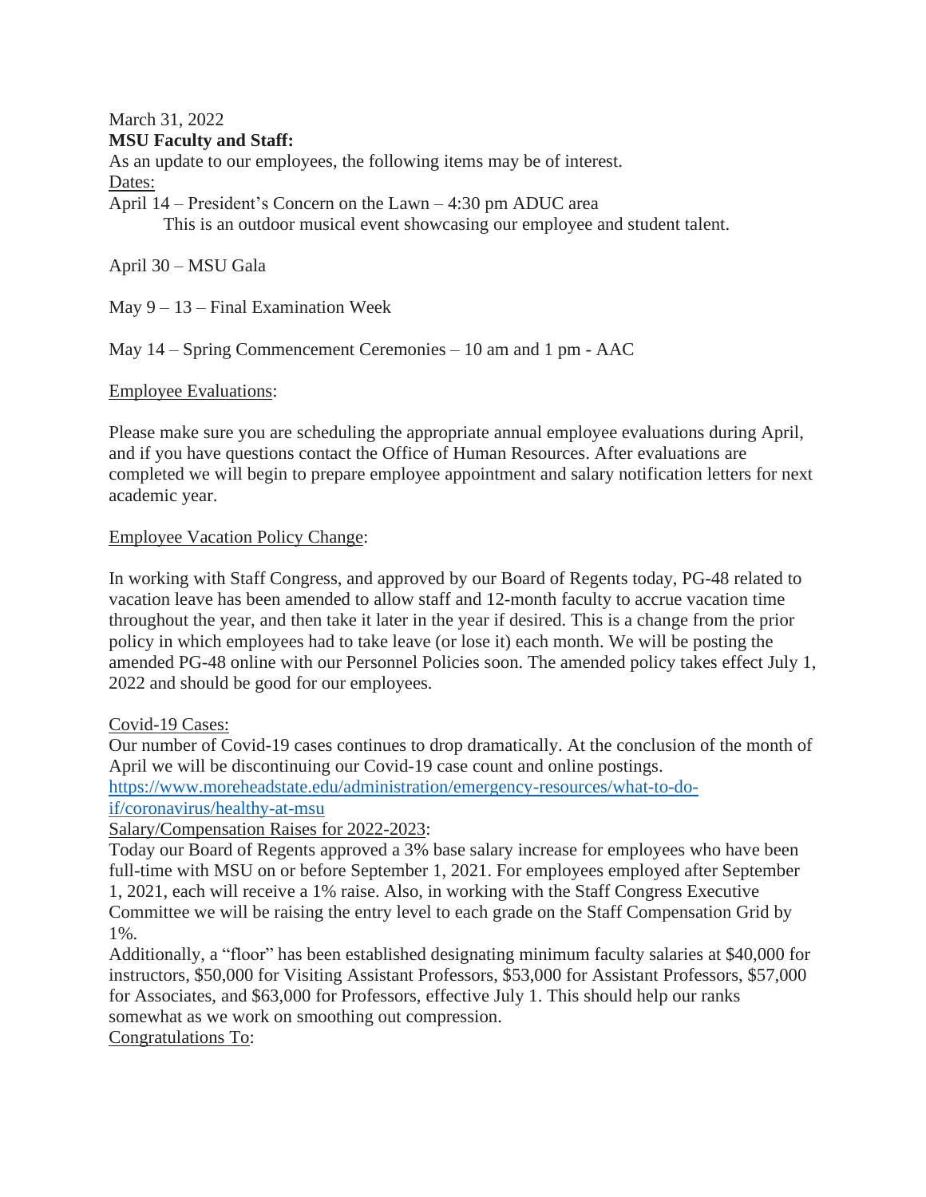March 31, 2022

**MSU Faculty and Staff:**

As an update to our employees, the following items may be of interest.

<u>Dates:</u>

April 14 – President's Concern on the Lawn – 4:30 pm ADUC area

This is an outdoor musical event showcasing our employee and student talent.

April 30 – MSU Gala

May 9 – 13 – Final Examination Week

May 14 – Spring Commencement Ceremonies – 10 am and 1 pm - AAC

<u>Employee Evaluations</u>:

Please make sure you are scheduling the appropriate annual employee evaluations during April, and if you have questions contact the Office of Human Resources. After evaluations are completed we will begin to prepare employee appointment and salary notification letters for next academic year.

<u>Employee Vacation Policy Change</u>:

In working with Staff Congress, and approved by our Board of Regents today, PG-48 related to vacation leave has been amended to allow staff and 12-month faculty to accrue vacation time throughout the year, and then take it later in the year if desired. This is a change from the prior policy in which employees had to take leave (or lose it) each month. We will be posting the amended PG-48 online with our Personnel Policies soon. The amended policy takes effect July 1, 2022 and should be good for our employees.

<u>Covid-19 Cases:</u>

Our number of Covid-19 cases continues to drop dramatically. At the conclusion of the month of April we will be discontinuing our Covid-19 case count and online postings.
https://www.moreheadstate.edu/administration/emergency-resources/what-to-do-if/coronavirus/healthy-at-msu

<u>Salary/Compensation Raises for 2022-2023</u>:

Today our Board of Regents approved a 3% base salary increase for employees who have been full-time with MSU on or before September 1, 2021. For employees employed after September 1, 2021, each will receive a 1% raise. Also, in working with the Staff Congress Executive Committee we will be raising the entry level to each grade on the Staff Compensation Grid by 1%.

Additionally, a "floor" has been established designating minimum faculty salaries at $40,000 for instructors, $50,000 for Visiting Assistant Professors, $53,000 for Assistant Professors, $57,000 for Associates, and $63,000 for Professors, effective July 1. This should help our ranks somewhat as we work on smoothing out compression.

<u>Congratulations To</u>: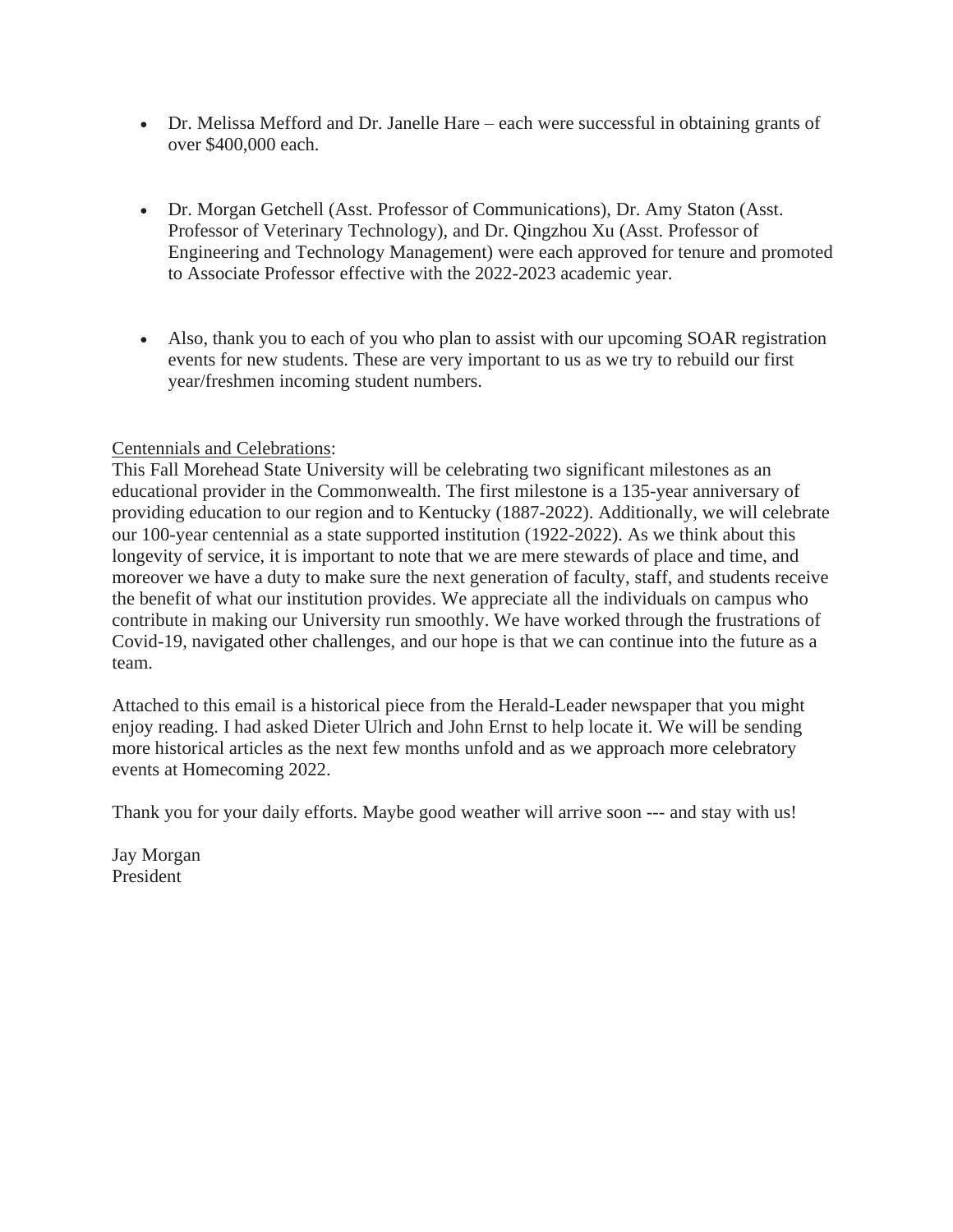- Dr. Melissa Mefford and Dr. Janelle Hare – each were successful in obtaining grants of over $400,000 each.

- Dr. Morgan Getchell (Asst. Professor of Communications), Dr. Amy Staton (Asst. Professor of Veterinary Technology), and Dr. Qingzhou Xu (Asst. Professor of Engineering and Technology Management) were each approved for tenure and promoted to Associate Professor effective with the 2022-2023 academic year.

- Also, thank you to each of you who plan to assist with our upcoming SOAR registration events for new students. These are very important to us as we try to rebuild our first year/freshmen incoming student numbers.

<u>Centennials and Celebrations</u>:
This Fall Morehead State University will be celebrating two significant milestones as an educational provider in the Commonwealth. The first milestone is a 135-year anniversary of providing education to our region and to Kentucky (1887-2022). Additionally, we will celebrate our 100-year centennial as a state supported institution (1922-2022). As we think about this longevity of service, it is important to note that we are mere stewards of place and time, and moreover we have a duty to make sure the next generation of faculty, staff, and students receive the benefit of what our institution provides. We appreciate all the individuals on campus who contribute in making our University run smoothly. We have worked through the frustrations of Covid-19, navigated other challenges, and our hope is that we can continue into the future as a team.

Attached to this email is a historical piece from the Herald-Leader newspaper that you might enjoy reading. I had asked Dieter Ulrich and John Ernst to help locate it. We will be sending more historical articles as the next few months unfold and as we approach more celebratory events at Homecoming 2022.

Thank you for your daily efforts. Maybe good weather will arrive soon --- and stay with us!

Jay Morgan
President